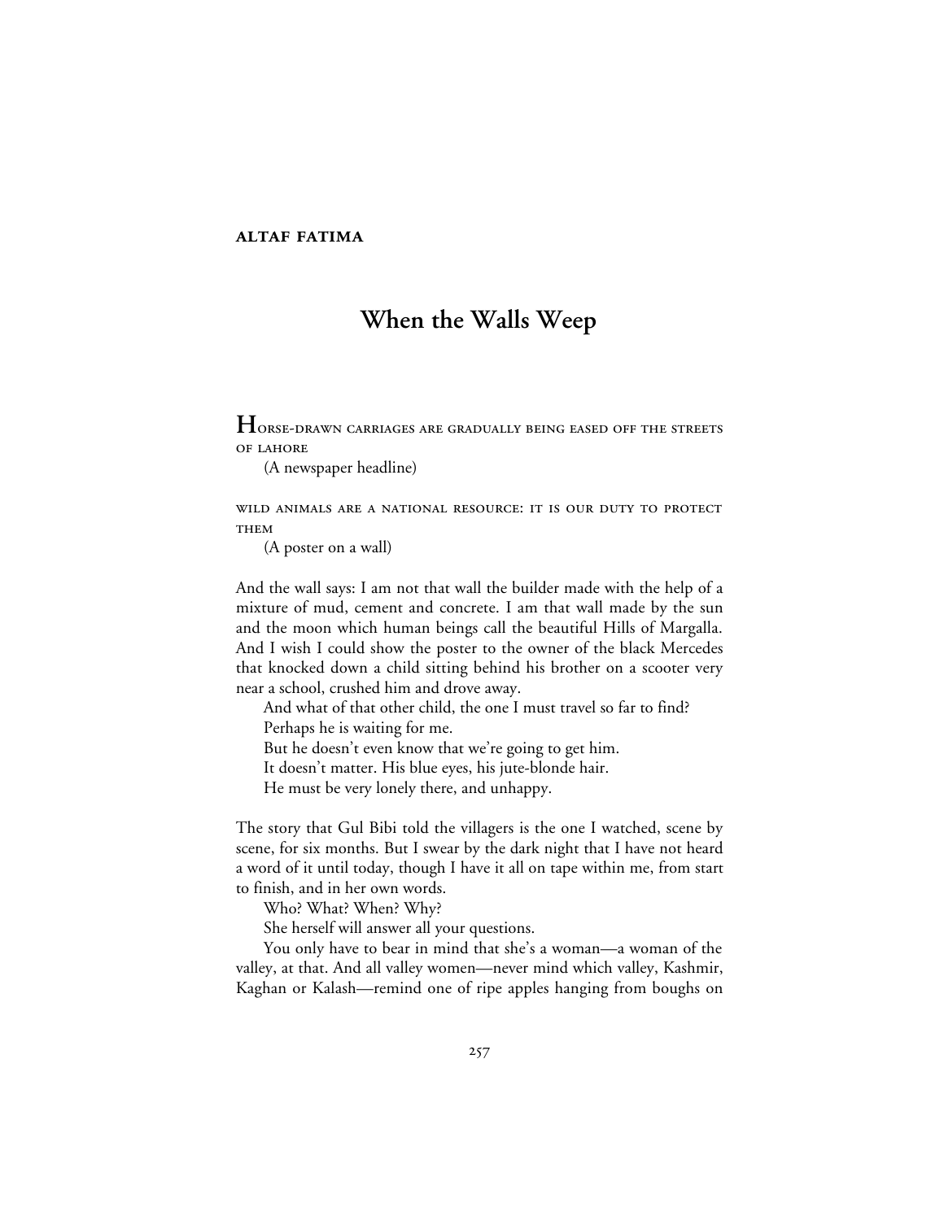**ALTAF FATIMA**

# When the Walls Weep

HORSE-DRAWN CARRIAGES ARE GRADUALLY BEING EASED OFF THE STREETS OF LAHORE

(A newspaper headline)

WILD ANIMALS ARE A NATIONAL RESOURCE: IT IS OUR DUTY TO PROTECT THEM

(A poster on a wall)

And the wall says: I am not that wall the builder made with the help of a mixture of mud, cement and concrete. I am that wall made by the sun and the moon which human beings call the beautiful Hills of Margalla. And I wish I could show the poster to the owner of the black Mercedes that knocked down a child sitting behind his brother on a scooter very near a school, crushed him and drove away.

And what of that other child, the one I must travel so far to find?

Perhaps he is waiting for me.

But he doesn't even know that we're going to get him.

It doesn't matter. His blue eyes, his jute-blonde hair.

He must be very lonely there, and unhappy.

The story that Gul Bibi told the villagers is the one I watched, scene by scene, for six months. But I swear by the dark night that I have not heard a word of it until today, though I have it all on tape within me, from start to finish, and in her own words.

Who? What? When? Why?

She herself will answer all your questions.

You only have to bear in mind that she's a woman—a woman of the valley, at that. And all valley women—never mind which valley, Kashmir, Kaghan or Kalash—remind one of ripe apples hanging from boughs on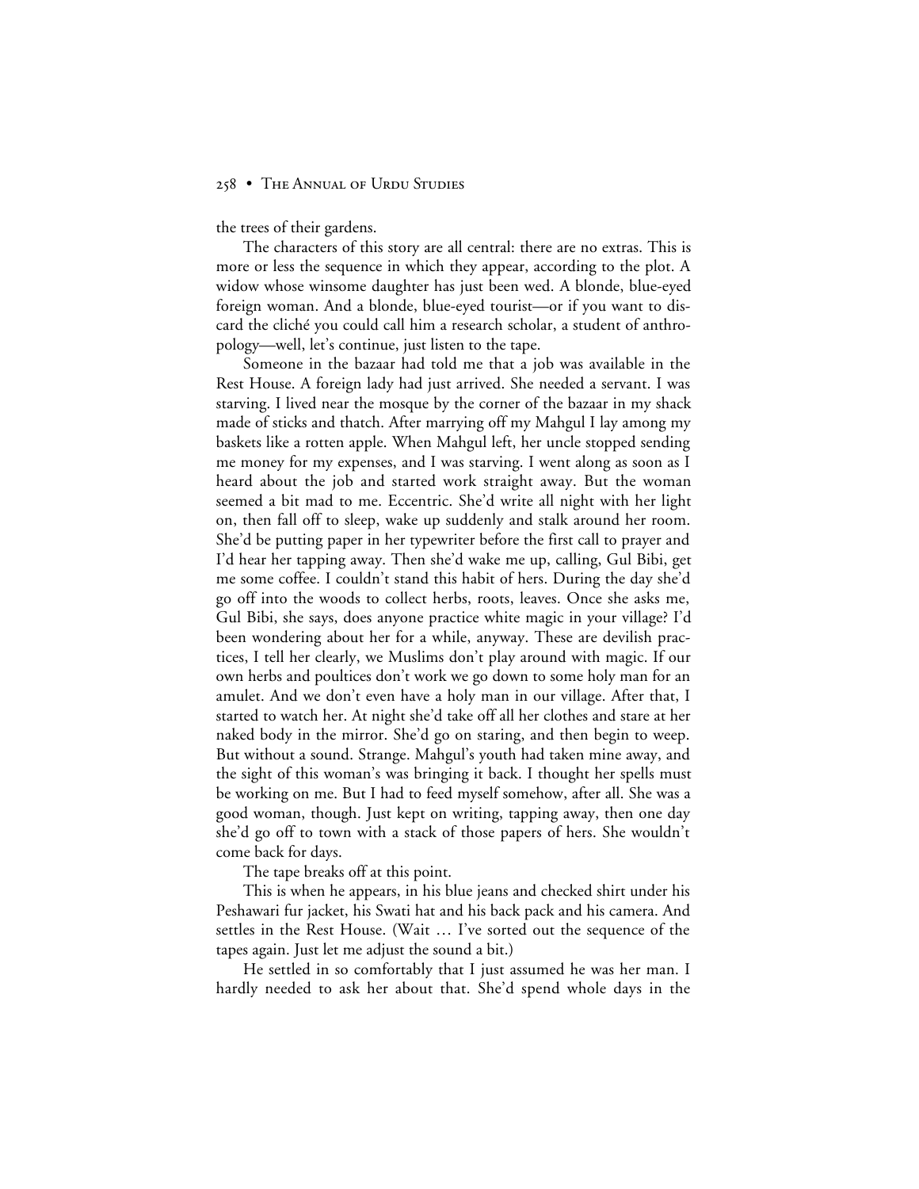the trees of their gardens.

The characters of this story are all central: there are no extras. This is more or less the sequence in which they appear, according to the plot. A widow whose winsome daughter has just been wed. A blonde, blue-eyed foreign woman. And a blonde, blue-eyed tourist—or if you want to discard the cliché you could call him a research scholar, a student of anthropology—well, let's continue, just listen to the tape.

Someone in the bazaar had told me that a job was available in the Rest House. A foreign lady had just arrived. She needed a servant. I was starving. I lived near the mosque by the corner of the bazaar in my shack made of sticks and thatch. After marrying off my Mahgul I lay among my baskets like a rotten apple. When Mahgul left, her uncle stopped sending me money for my expenses, and I was starving. I went along as soon as I heard about the job and started work straight away. But the woman seemed a bit mad to me. Eccentric. She'd write all night with her light on, then fall off to sleep, wake up suddenly and stalk around her room. She'd be putting paper in her typewriter before the first call to prayer and I'd hear her tapping away. Then she'd wake me up, calling, Gul Bibi, get me some coffee. I couldn't stand this habit of hers. During the day she'd go off into the woods to collect herbs, roots, leaves. Once she asks me, Gul Bibi, she says, does anyone practice white magic in your village? I'd been wondering about her for a while, anyway. These are devilish practices, I tell her clearly, we Muslims don't play around with magic. If our own herbs and poultices don't work we go down to some holy man for an amulet. And we don't even have a holy man in our village. After that, I started to watch her. At night she'd take off all her clothes and stare at her naked body in the mirror. She'd go on staring, and then begin to weep. But without a sound. Strange. Mahgul's youth had taken mine away, and the sight of this woman's was bringing it back. I thought her spells must be working on me. But I had to feed myself somehow, after all. She was a good woman, though. Just kept on writing, tapping away, then one day she'd go off to town with a stack of those papers of hers. She wouldn't come back for days.

The tape breaks off at this point.

This is when he appears, in his blue jeans and checked shirt under his Peshawari fur jacket, his Swati hat and his back pack and his camera. And settles in the Rest House. (Wait … I've sorted out the sequence of the tapes again. Just let me adjust the sound a bit.)

He settled in so comfortably that I just assumed he was her man. I hardly needed to ask her about that. She'd spend whole days in the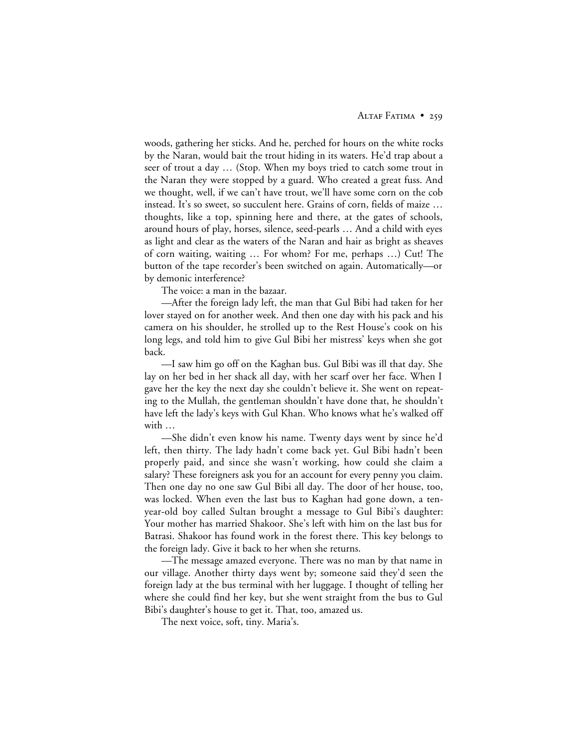woods, gathering her sticks. And he, perched for hours on the white rocks by the Naran, would bait the trout hiding in its waters. He'd trap about a seer of trout a day … (Stop. When my boys tried to catch some trout in the Naran they were stopped by a guard. Who created a great fuss. And we thought, well, if we can't have trout, we'll have some corn on the cob instead. It's so sweet, so succulent here. Grains of corn, fields of maize … thoughts, like a top, spinning here and there, at the gates of schools, around hours of play, horses, silence, seed-pearls … And a child with eyes as light and clear as the waters of the Naran and hair as bright as sheaves of corn waiting, waiting … For whom? For me, perhaps …) Cut! The button of the tape recorder's been switched on again. Automatically—or by demonic interference?

The voice: a man in the bazaar.

—After the foreign lady left, the man that Gul Bibi had taken for her lover stayed on for another week. And then one day with his pack and his camera on his shoulder, he strolled up to the Rest House's cook on his long legs, and told him to give Gul Bibi her mistress' keys when she got back.

—I saw him go off on the Kaghan bus. Gul Bibi was ill that day. She lay on her bed in her shack all day, with her scarf over her face. When I gave her the key the next day she couldn't believe it. She went on repeating to the Mullah, the gentleman shouldn't have done that, he shouldn't have left the lady's keys with Gul Khan. Who knows what he's walked off with …

—She didn't even know his name. Twenty days went by since he'd left, then thirty. The lady hadn't come back yet. Gul Bibi hadn't been properly paid, and since she wasn't working, how could she claim a salary? These foreigners ask you for an account for every penny you claim. Then one day no one saw Gul Bibi all day. The door of her house, too, was locked. When even the last bus to Kaghan had gone down, a ten-year-old boy called Sultan brought a message to Gul Bibi's daughter: Your mother has married Shakoor. She's left with him on the last bus for Batrasi. Shakoor has found work in the forest there. This key belongs to the foreign lady. Give it back to her when she returns.

—The message amazed everyone. There was no man by that name in our village. Another thirty days went by; someone said they'd seen the foreign lady at the bus terminal with her luggage. I thought of telling her where she could find her key, but she went straight from the bus to Gul Bibi's daughter's house to get it. That, too, amazed us.

The next voice, soft, tiny. Maria's.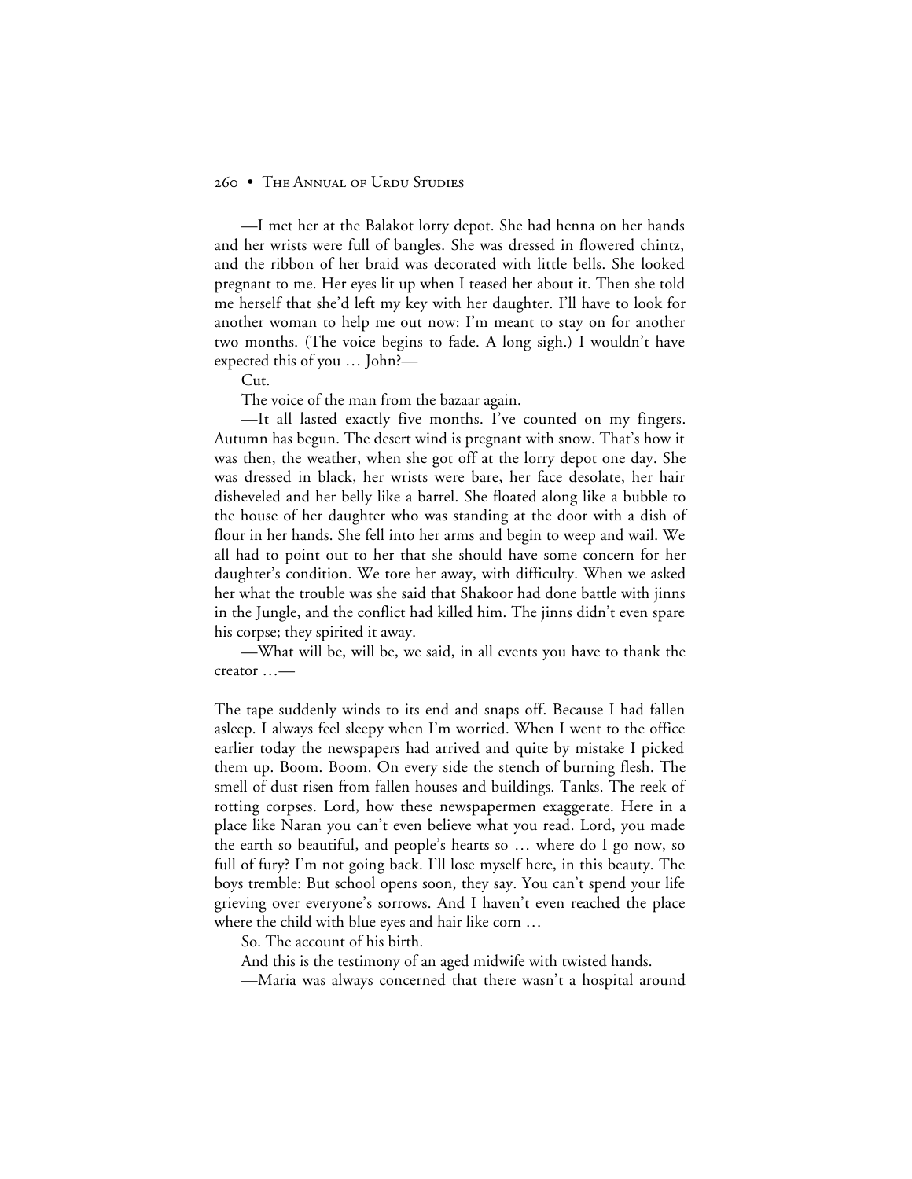—I met her at the Balakot lorry depot. She had henna on her hands and her wrists were full of bangles. She was dressed in flowered chintz, and the ribbon of her braid was decorated with little bells. She looked pregnant to me. Her eyes lit up when I teased her about it. Then she told me herself that she'd left my key with her daughter. I'll have to look for another woman to help me out now: I'm meant to stay on for another two months. (The voice begins to fade. A long sigh.) I wouldn't have expected this of you … John?—

Cut.

The voice of the man from the bazaar again.

—It all lasted exactly five months. I've counted on my fingers. Autumn has begun. The desert wind is pregnant with snow. That's how it was then, the weather, when she got off at the lorry depot one day. She was dressed in black, her wrists were bare, her face desolate, her hair disheveled and her belly like a barrel. She floated along like a bubble to the house of her daughter who was standing at the door with a dish of flour in her hands. She fell into her arms and begin to weep and wail. We all had to point out to her that she should have some concern for her daughter's condition. We tore her away, with difficulty. When we asked her what the trouble was she said that Shakoor had done battle with jinns in the Jungle, and the conflict had killed him. The jinns didn't even spare his corpse; they spirited it away.

—What will be, will be, we said, in all events you have to thank the creator …—

The tape suddenly winds to its end and snaps off. Because I had fallen asleep. I always feel sleepy when I'm worried. When I went to the office earlier today the newspapers had arrived and quite by mistake I picked them up. Boom. Boom. On every side the stench of burning flesh. The smell of dust risen from fallen houses and buildings. Tanks. The reek of rotting corpses. Lord, how these newspapermen exaggerate. Here in a place like Naran you can't even believe what you read. Lord, you made the earth so beautiful, and people's hearts so … where do I go now, so full of fury? I'm not going back. I'll lose myself here, in this beauty. The boys tremble: But school opens soon, they say. You can't spend your life grieving over everyone's sorrows. And I haven't even reached the place where the child with blue eyes and hair like corn …

So. The account of his birth.

And this is the testimony of an aged midwife with twisted hands.

—Maria was always concerned that there wasn't a hospital around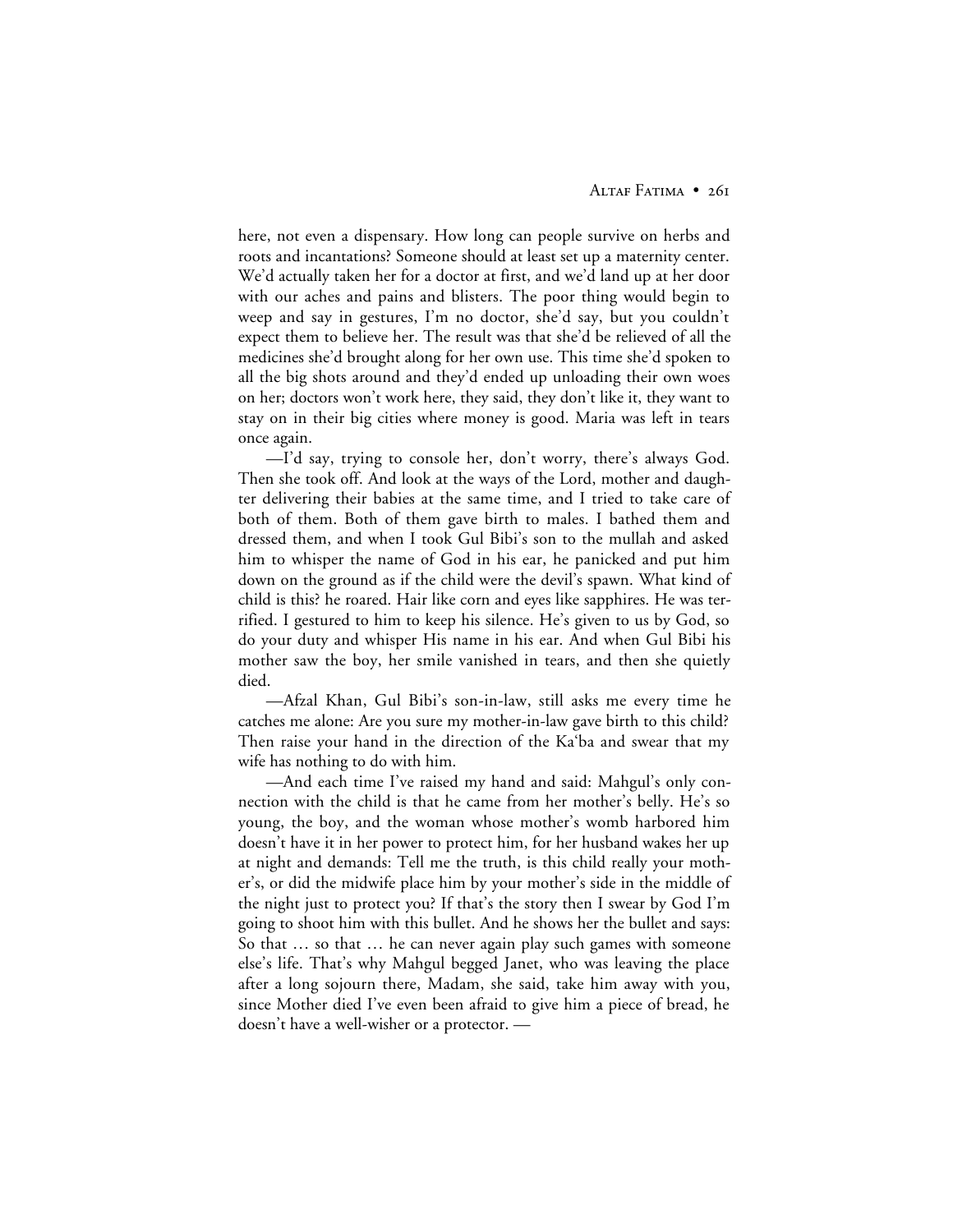here, not even a dispensary. How long can people survive on herbs and roots and incantations? Someone should at least set up a maternity center. We'd actually taken her for a doctor at first, and we'd land up at her door with our aches and pains and blisters. The poor thing would begin to weep and say in gestures, I'm no doctor, she'd say, but you couldn't expect them to believe her. The result was that she'd be relieved of all the medicines she'd brought along for her own use. This time she'd spoken to all the big shots around and they'd ended up unloading their own woes on her; doctors won't work here, they said, they don't like it, they want to stay on in their big cities where money is good. Maria was left in tears once again.

—I'd say, trying to console her, don't worry, there's always God. Then she took off. And look at the ways of the Lord, mother and daughter delivering their babies at the same time, and I tried to take care of both of them. Both of them gave birth to males. I bathed them and dressed them, and when I took Gul Bibi's son to the mullah and asked him to whisper the name of God in his ear, he panicked and put him down on the ground as if the child were the devil's spawn. What kind of child is this? he roared. Hair like corn and eyes like sapphires. He was terrified. I gestured to him to keep his silence. He's given to us by God, so do your duty and whisper His name in his ear. And when Gul Bibi his mother saw the boy, her smile vanished in tears, and then she quietly died.

—Afzal Khan, Gul Bibi's son-in-law, still asks me every time he catches me alone: Are you sure my mother-in-law gave birth to this child? Then raise your hand in the direction of the Ka'ba and swear that my wife has nothing to do with him.

—And each time I've raised my hand and said: Mahgul's only connection with the child is that he came from her mother's belly. He's so young, the boy, and the woman whose mother's womb harbored him doesn't have it in her power to protect him, for her husband wakes her up at night and demands: Tell me the truth, is this child really your mother's, or did the midwife place him by your mother's side in the middle of the night just to protect you? If that's the story then I swear by God I'm going to shoot him with this bullet. And he shows her the bullet and says: So that … so that … he can never again play such games with someone else's life. That's why Mahgul begged Janet, who was leaving the place after a long sojourn there, Madam, she said, take him away with you, since Mother died I've even been afraid to give him a piece of bread, he doesn't have a well-wisher or a protector. —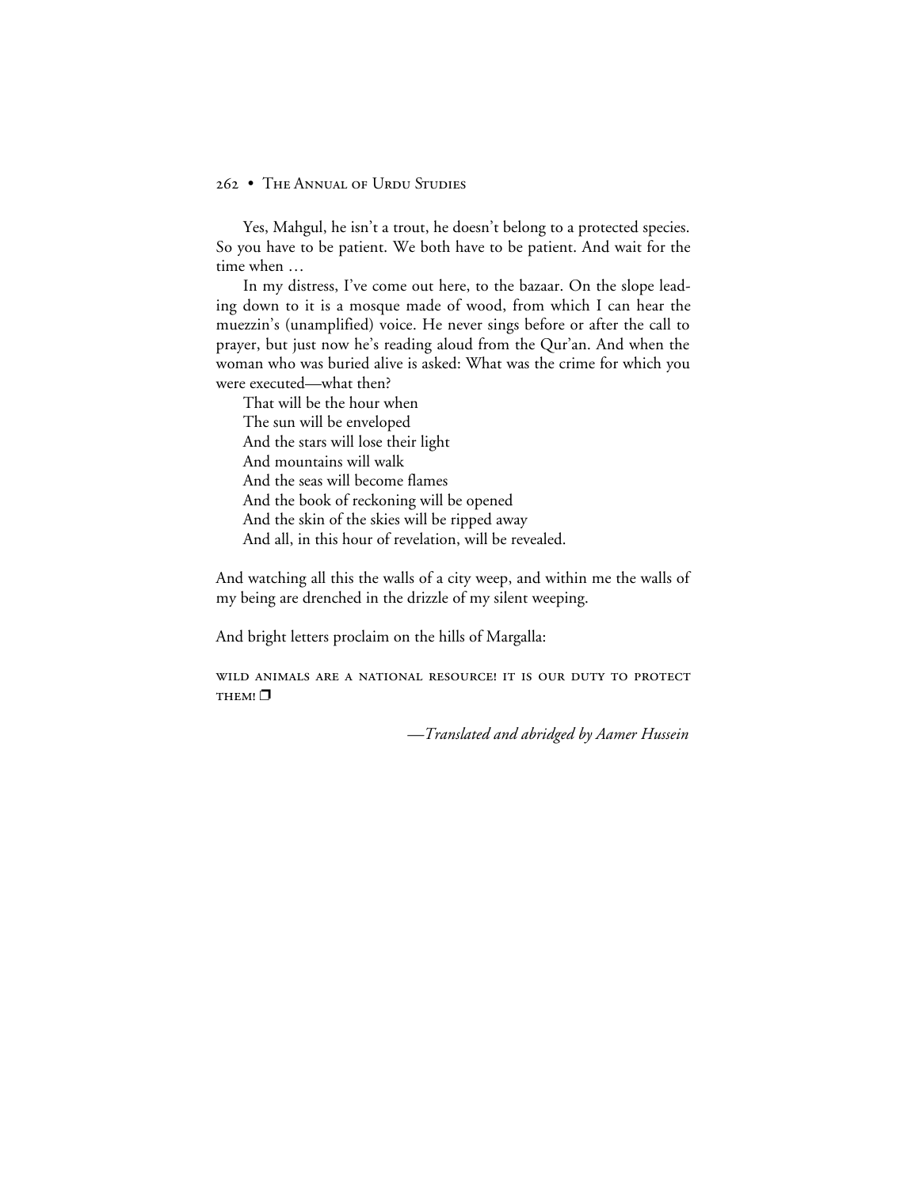Yes, Mahgul, he isn't a trout, he doesn't belong to a protected species. So you have to be patient. We both have to be patient. And wait for the time when …

In my distress, I've come out here, to the bazaar. On the slope leading down to it is a mosque made of wood, from which I can hear the muezzin's (unamplified) voice. He never sings before or after the call to prayer, but just now he's reading aloud from the Qur'an. And when the woman who was buried alive is asked: What was the crime for which you were executed—what then?

That will be the hour when  
The sun will be enveloped  
And the stars will lose their light  
And mountains will walk  
And the seas will become flames  
And the book of reckoning will be opened  
And the skin of the skies will be ripped away  
And all, in this hour of revelation, will be revealed.

And watching all this the walls of a city weep, and within me the walls of my being are drenched in the drizzle of my silent weeping.

And bright letters proclaim on the hills of Margalla:

WILD ANIMALS ARE A NATIONAL RESOURCE! IT IS OUR DUTY TO PROTECT THEM! ❒

*—Translated and abridged by Aamer Hussein*